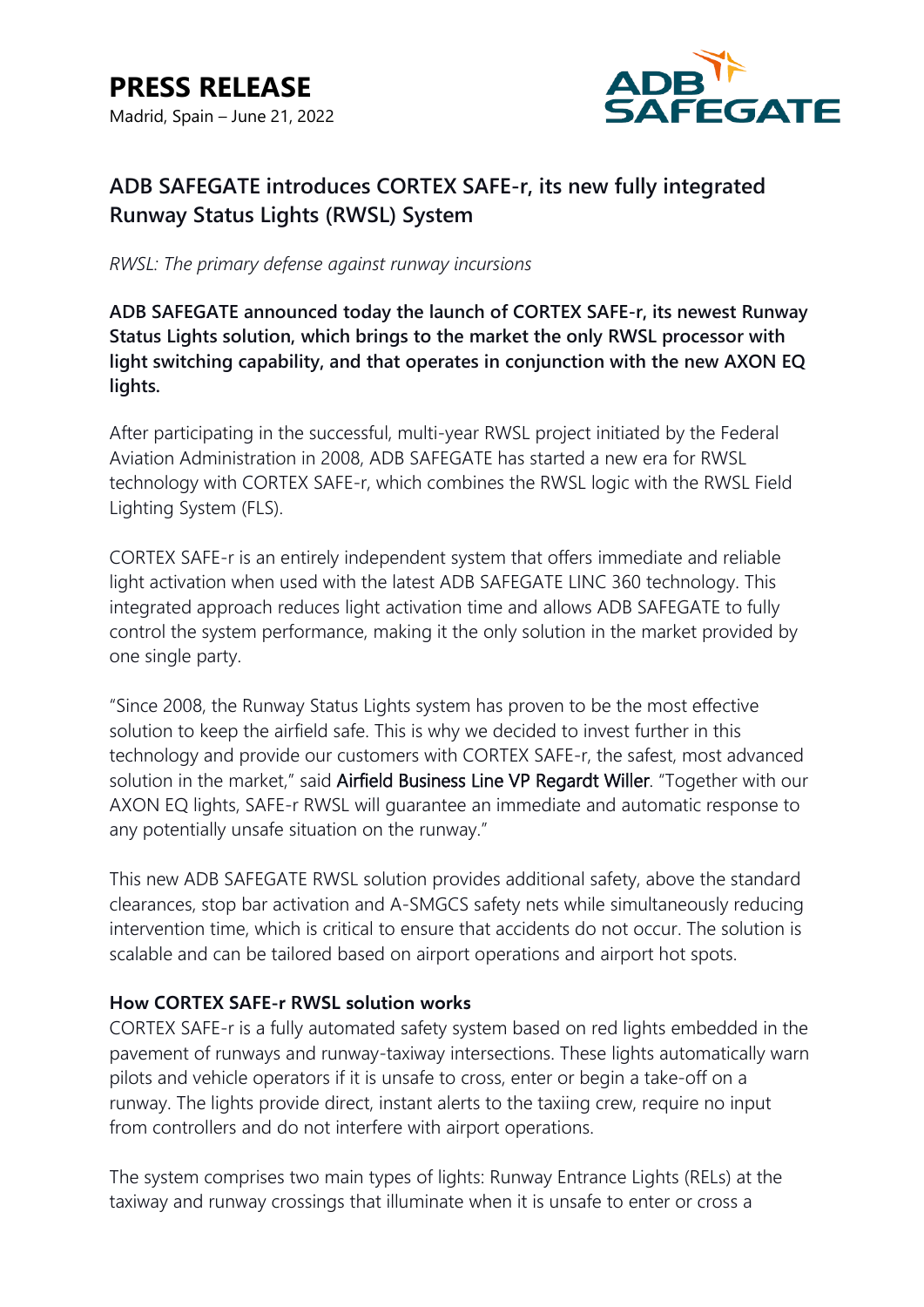# PRESS RELEASE

Madrid, Spain – June 21, 2022

## ADB SAFEGATE introduces CORTEX SAFE-r, its new fully integrated Runway Status Lights (RWSL) System

*RWSL: The primary defense against runway incursions*

**ADB SAFEGATE announced today the launch of CORTEX SAFE-r, its newest Runway Status Lights solution, which brings to the market the only RWSL processor with light switching capability, and that operates in conjunction with the new AXON EQ lights.**

After participating in the successful, multi-year RWSL project initiated by the Federal Aviation Administration in 2008, ADB SAFEGATE has started a new era for RWSL technology with CORTEX SAFE-r, which combines the RWSL logic with the RWSL Field Lighting System (FLS).

CORTEX SAFE-r is an entirely independent system that offers immediate and reliable light activation when used with the latest ADB SAFEGATE LINC 360 technology. This integrated approach reduces light activation time and allows ADB SAFEGATE to fully control the system performance, making it the only solution in the market provided by one single party.

"Since 2008, the Runway Status Lights system has proven to be the most effective solution to keep the airfield safe. This is why we decided to invest further in this technology and provide our customers with CORTEX SAFE-r, the safest, most advanced solution in the market," said Airfield Business Line VP Regardt Willer. "Together with our AXON EQ lights, SAFE-r RWSL will guarantee an immediate and automatic response to any potentially unsafe situation on the runway."

This new ADB SAFEGATE RWSL solution provides additional safety, above the standard clearances, stop bar activation and A-SMGCS safety nets while simultaneously reducing intervention time, which is critical to ensure that accidents do not occur. The solution is scalable and can be tailored based on airport operations and airport hot spots.

### How CORTEX SAFE-r RWSL solution works

CORTEX SAFE-r is a fully automated safety system based on red lights embedded in the pavement of runways and runway-taxiway intersections. These lights automatically warn pilots and vehicle operators if it is unsafe to cross, enter or begin a take-off on a runway. The lights provide direct, instant alerts to the taxiing crew, require no input from controllers and do not interfere with airport operations.

The system comprises two main types of lights: Runway Entrance Lights (RELs) at the taxiway and runway crossings that illuminate when it is unsafe to enter or cross a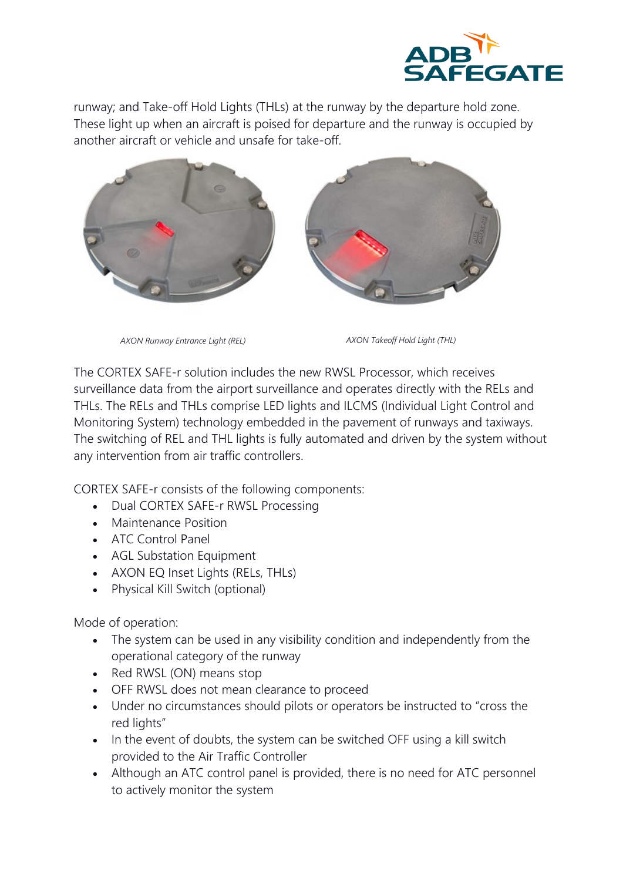runway; and Take-off Hold Lights (THLs) at the runway by the departure hold zone. These light up when an aircraft is poised for departure and the runway is occupied by another aircraft or vehicle and unsafe for take-off.

*AXON Runway Entrance Light (REL)*

*AXON Takeoff Hold Light (THL)*

The CORTEX SAFE-r solution includes the new RWSL Processor, which receives surveillance data from the airport surveillance and operates directly with the RELs and THLs. The RELs and THLs comprise LED lights and ILCMS (Individual Light Control and Monitoring System) technology embedded in the pavement of runways and taxiways. The switching of REL and THL lights is fully automated and driven by the system without any intervention from air traffic controllers.

CORTEX SAFE-r consists of the following components:

- Dual CORTEX SAFE-r RWSL Processing
- Maintenance Position
- ATC Control Panel
- AGL Substation Equipment
- AXON EQ Inset Lights (RELs, THLs)
- Physical Kill Switch (optional)

Mode of operation:

- The system can be used in any visibility condition and independently from the operational category of the runway
- Red RWSL (ON) means stop
- OFF RWSL does not mean clearance to proceed
- Under no circumstances should pilots or operators be instructed to "cross the red lights"
- In the event of doubts, the system can be switched OFF using a kill switch provided to the Air Traffic Controller
- Although an ATC control panel is provided, there is no need for ATC personnel to actively monitor the system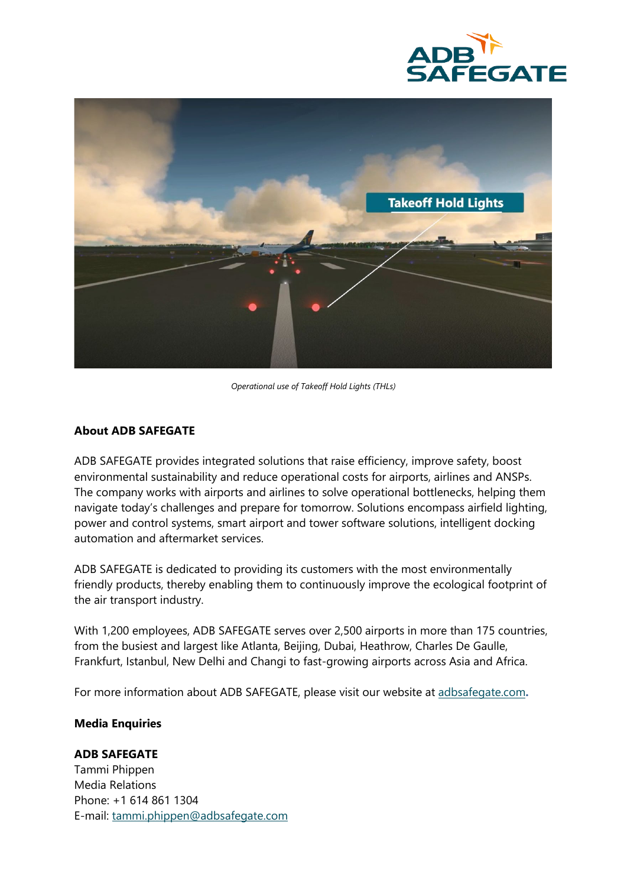*Operational use of Takeoff Hold Lights (THLs)*

**About ADB SAFEGATE**

ADB SAFEGATE provides integrated solutions that raise efficiency, improve safety, boost environmental sustainability and reduce operational costs for airports, airlines and ANSPs. The company works with airports and airlines to solve operational bottlenecks, helping them navigate today's challenges and prepare for tomorrow. Solutions encompass airfield lighting, power and control systems, smart airport and tower software solutions, intelligent docking automation and aftermarket services.

ADB SAFEGATE is dedicated to providing its customers with the most environmentally friendly products, thereby enabling them to continuously improve the ecological footprint of the air transport industry.

With 1,200 employees, ADB SAFEGATE serves over 2,500 airports in more than 175 countries, from the busiest and largest like Atlanta, Beijing, Dubai, Heathrow, Charles De Gaulle, Frankfurt, Istanbul, New Delhi and Changi to fast-growing airports across Asia and Africa.

For more information about ADB SAFEGATE, please visit our website at adbsafegate.com**.**

**Media Enquiries**

**ADB SAFEGATE**
Tammi Phippen
Media Relations
Phone: +1 614 861 1304
E-mail: tammi.phippen@adbsafegate.com